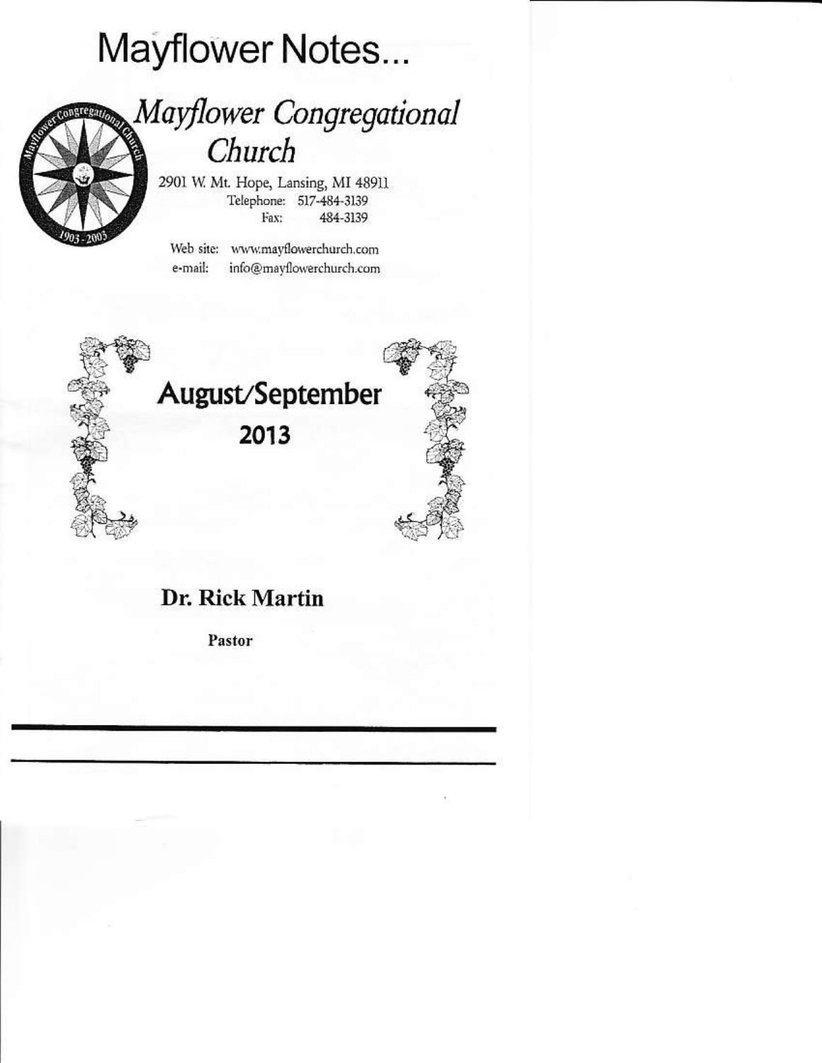# Mayflower Notes...

## *Mayflower Congregational Church*

2901 W. Mt. Hope, Lansing, MI 48911
Telephone: 517-484-3139
Fax: 484-3139

Web site: www.mayflowerchurch.com
e-mail: info@mayflowerchurch.com

## August/September 2013

**Dr. Rick Martin**

**Pastor**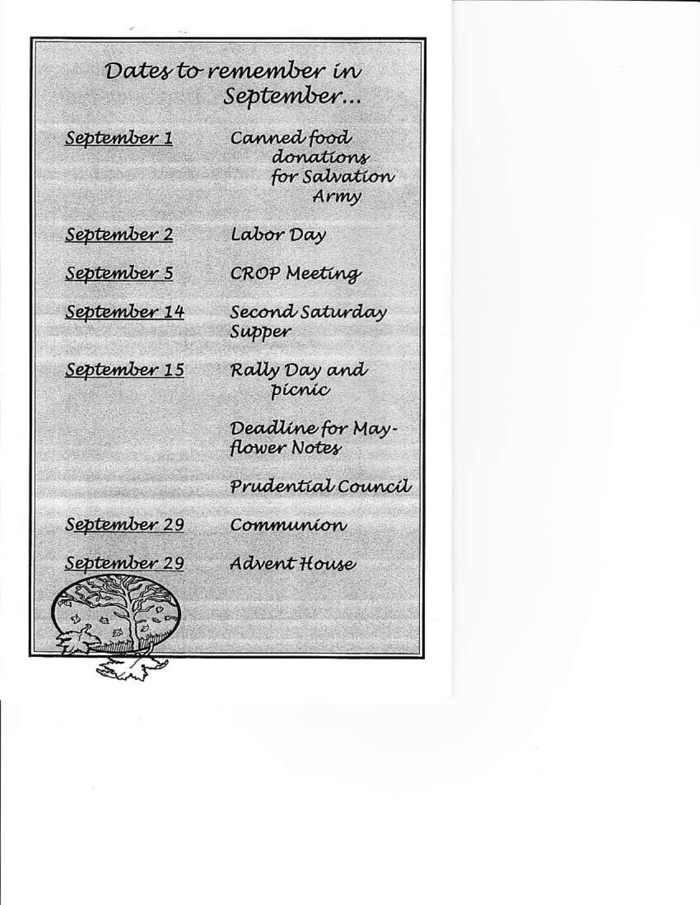# Dates to remember in September...

| | |
|---|---|
| September 1 | Canned food donations for Salvation Army |
| September 2 | Labor Day |
| September 5 | CROP Meeting |
| September 14 | Second Saturday Supper |
| September 15 | Rally Day and picnic |
| | Deadline for Mayflower Notes |
| | Prudential Council |
| September 29 | Communion |
| September 29 | Advent House |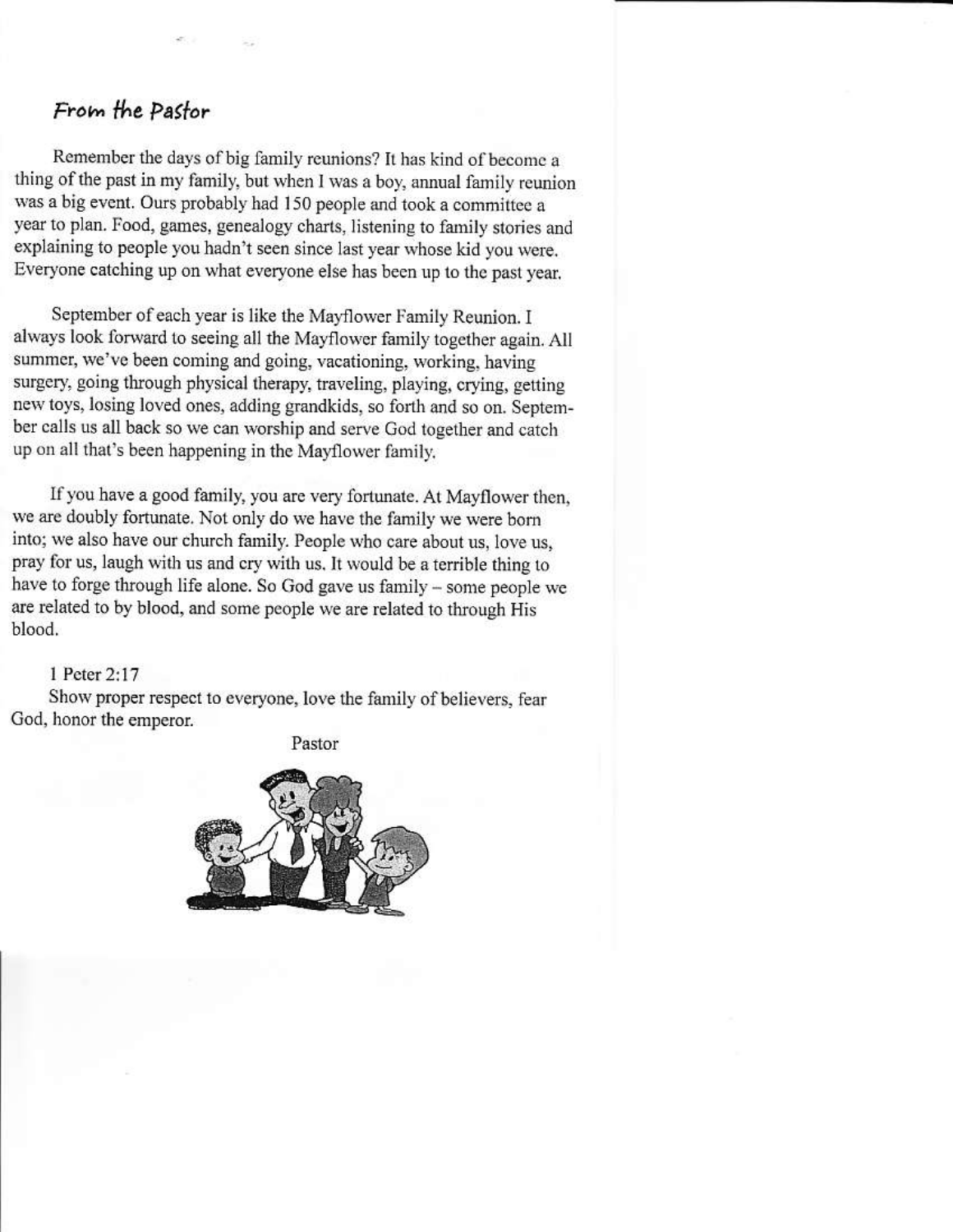## From the Pastor

Remember the days of big family reunions? It has kind of become a thing of the past in my family, but when I was a boy, annual family reunion was a big event. Ours probably had 150 people and took a committee a year to plan. Food, games, genealogy charts, listening to family stories and explaining to people you hadn't seen since last year whose kid you were. Everyone catching up on what everyone else has been up to the past year.

September of each year is like the Mayflower Family Reunion. I always look forward to seeing all the Mayflower family together again. All summer, we've been coming and going, vacationing, working, having surgery, going through physical therapy, traveling, playing, crying, getting new toys, losing loved ones, adding grandkids, so forth and so on. September calls us all back so we can worship and serve God together and catch up on all that's been happening in the Mayflower family.

If you have a good family, you are very fortunate. At Mayflower then, we are doubly fortunate. Not only do we have the family we were born into; we also have our church family. People who care about us, love us, pray for us, laugh with us and cry with us. It would be a terrible thing to have to forge through life alone. So God gave us family – some people we are related to by blood, and some people we are related to through His blood.

1 Peter 2:17
Show proper respect to everyone, love the family of believers, fear God, honor the emperor.

Pastor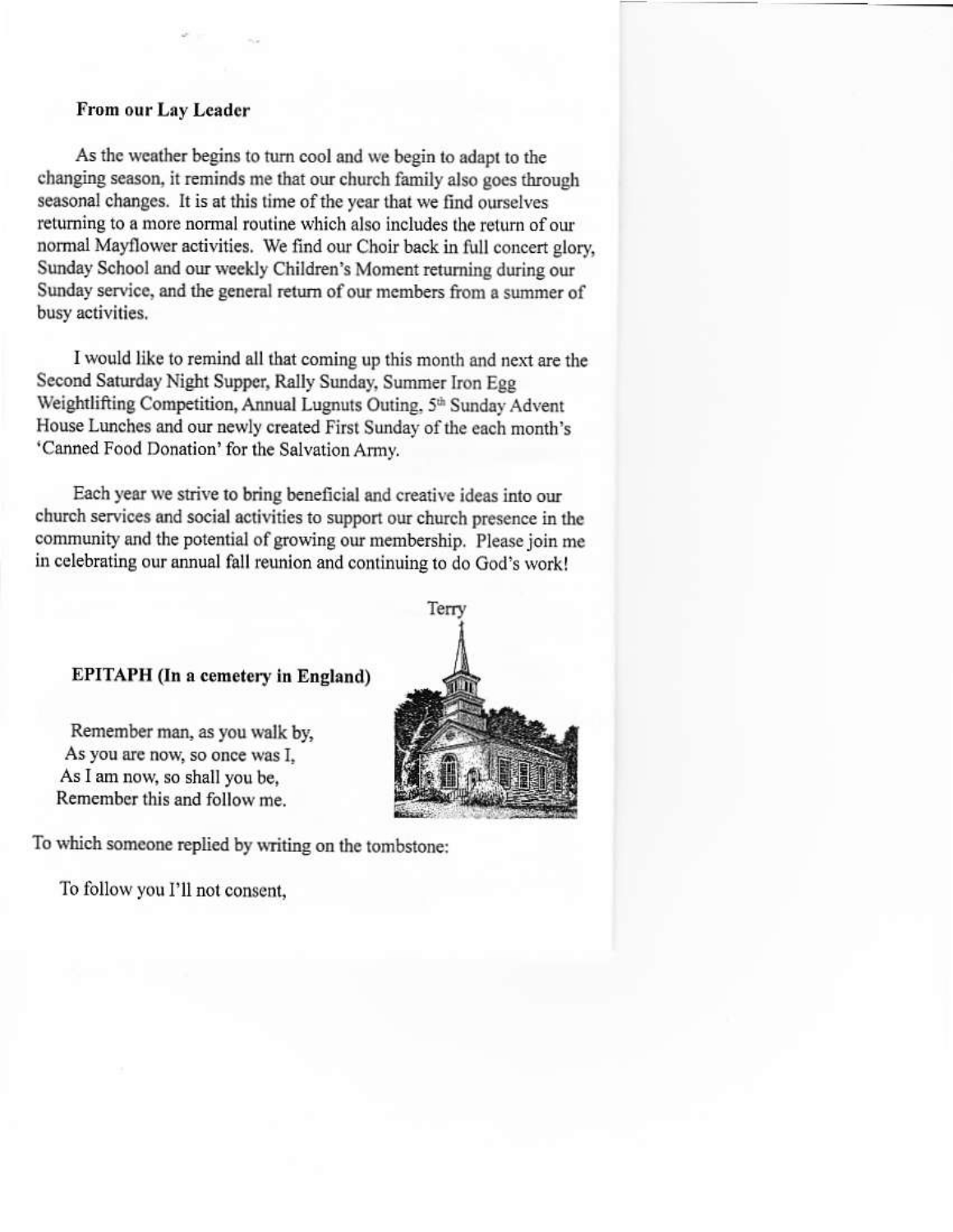**From our Lay Leader**

As the weather begins to turn cool and we begin to adapt to the changing season, it reminds me that our church family also goes through seasonal changes. It is at this time of the year that we find ourselves returning to a more normal routine which also includes the return of our normal Mayflower activities. We find our Choir back in full concert glory, Sunday School and our weekly Children's Moment returning during our Sunday service, and the general return of our members from a summer of busy activities.

I would like to remind all that coming up this month and next are the Second Saturday Night Supper, Rally Sunday, Summer Iron Egg Weightlifting Competition, Annual Lugnuts Outing, 5th Sunday Advent House Lunches and our newly created First Sunday of the each month's 'Canned Food Donation' for the Salvation Army.

Each year we strive to bring beneficial and creative ideas into our church services and social activities to support our church presence in the community and the potential of growing our membership. Please join me in celebrating our annual fall reunion and continuing to do God's work!

Terry

**EPITAPH (In a cemetery in England)**

Remember man, as you walk by,
As you are now, so once was I,
As I am now, so shall you be,
Remember this and follow me.

To which someone replied by writing on the tombstone:

To follow you I'll not consent,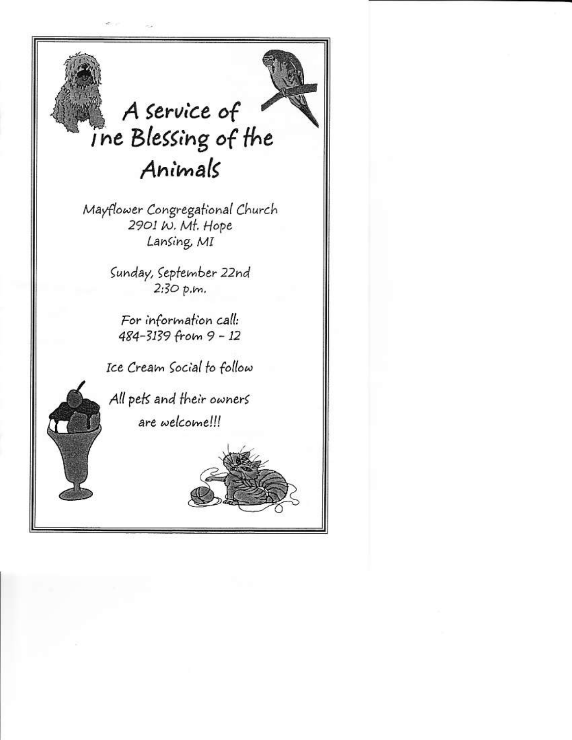# A Service of The Blessing of the Animals

Mayflower Congregational Church
2901 W. Mt. Hope
Lansing, MI

Sunday, September 22nd
2:30 p.m.

For information call:
484-3139 from 9 - 12

Ice Cream Social to follow

All pets and their owners
are welcome!!!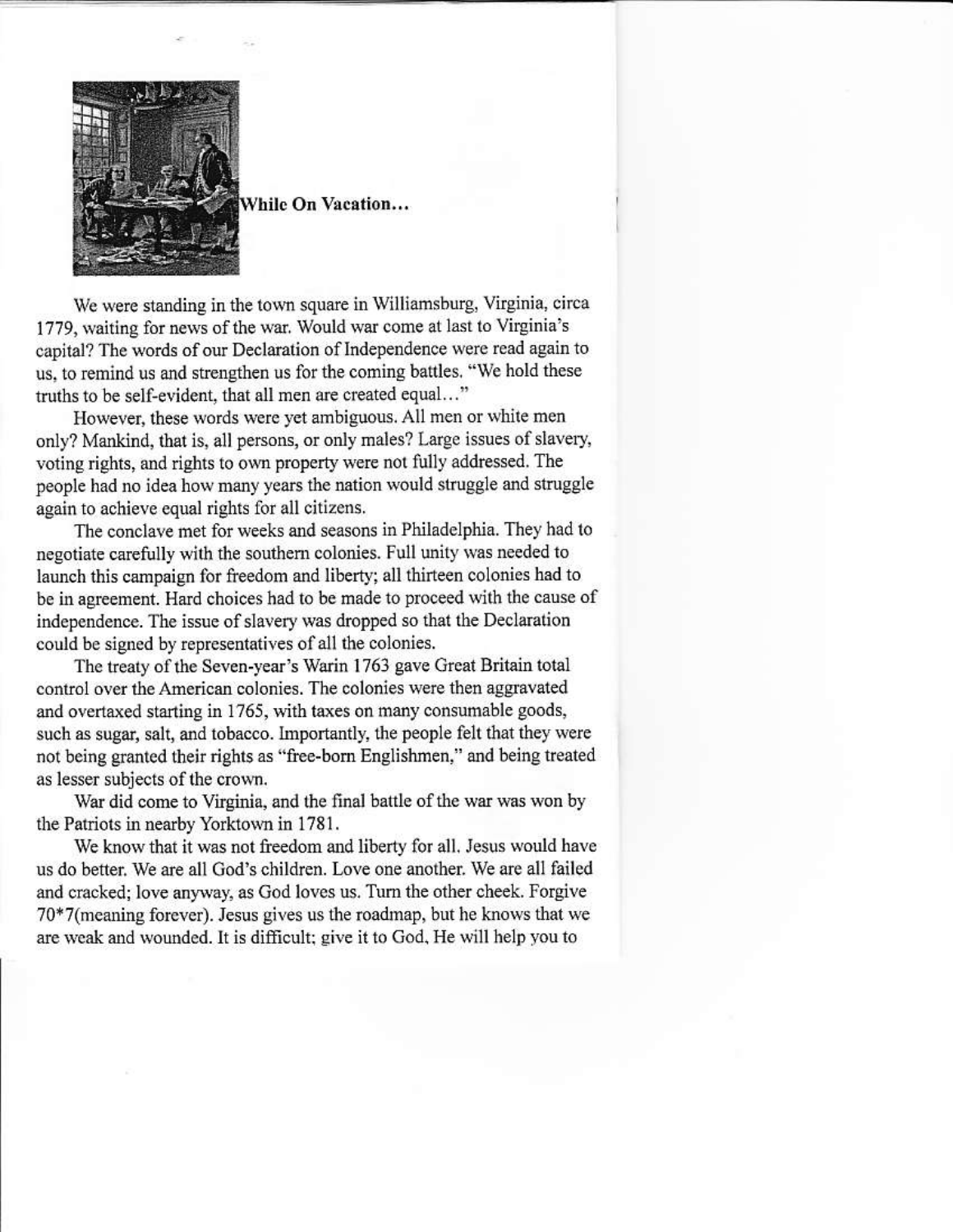## While On Vacation...

We were standing in the town square in Williamsburg, Virginia, circa 1779, waiting for news of the war. Would war come at last to Virginia's capital? The words of our Declaration of Independence were read again to us, to remind us and strengthen us for the coming battles. "We hold these truths to be self-evident, that all men are created equal..."

However, these words were yet ambiguous. All men or white men only? Mankind, that is, all persons, or only males? Large issues of slavery, voting rights, and rights to own property were not fully addressed. The people had no idea how many years the nation would struggle and struggle again to achieve equal rights for all citizens.

The conclave met for weeks and seasons in Philadelphia. They had to negotiate carefully with the southern colonies. Full unity was needed to launch this campaign for freedom and liberty; all thirteen colonies had to be in agreement. Hard choices had to be made to proceed with the cause of independence. The issue of slavery was dropped so that the Declaration could be signed by representatives of all the colonies.

The treaty of the Seven-year's Warin 1763 gave Great Britain total control over the American colonies. The colonies were then aggravated and overtaxed starting in 1765, with taxes on many consumable goods, such as sugar, salt, and tobacco. Importantly, the people felt that they were not being granted their rights as "free-born Englishmen," and being treated as lesser subjects of the crown.

War did come to Virginia, and the final battle of the war was won by the Patriots in nearby Yorktown in 1781.

We know that it was not freedom and liberty for all. Jesus would have us do better. We are all God's children. Love one another. We are all failed and cracked; love anyway, as God loves us. Turn the other cheek. Forgive 70*7(meaning forever). Jesus gives us the roadmap, but he knows that we are weak and wounded. It is difficult; give it to God, He will help you to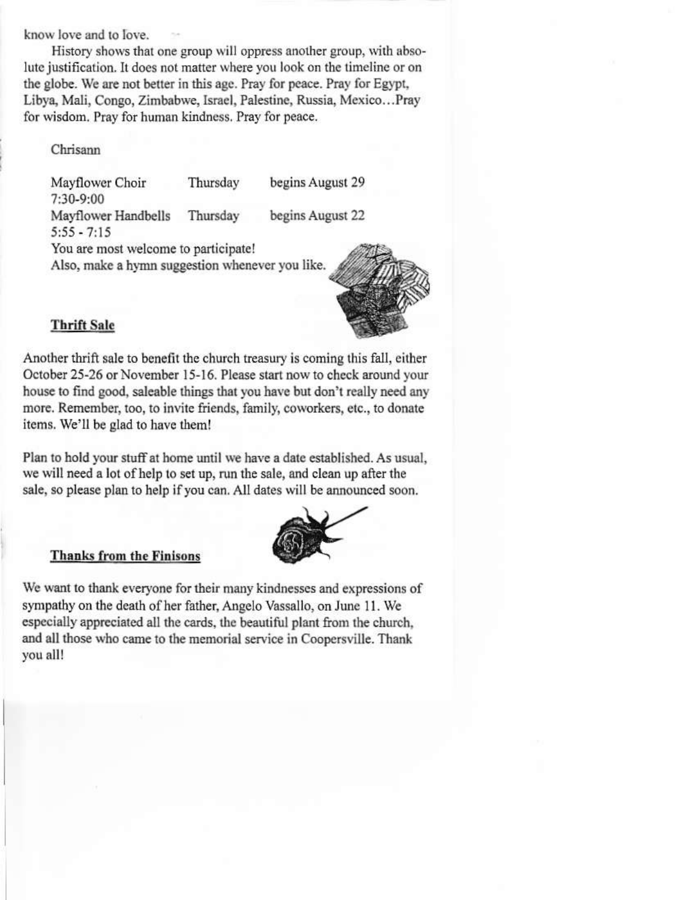know love and to love.

History shows that one group will oppress another group, with absolute justification. It does not matter where you look on the timeline or on the globe. We are not better in this age. Pray for peace. Pray for Egypt, Libya, Mali, Congo, Zimbabwe, Israel, Palestine, Russia, Mexico…Pray for wisdom. Pray for human kindness. Pray for peace.

Chrisann

| | | |
|---|---|---|
| Mayflower Choir 7:30-9:00 | Thursday | begins August 29 |
| Mayflower Handbells 5:55 - 7:15 | Thursday | begins August 22 |

You are most welcome to participate!
Also, make a hymn suggestion whenever you like.

### Thrift Sale

Another thrift sale to benefit the church treasury is coming this fall, either October 25-26 or November 15-16. Please start now to check around your house to find good, saleable things that you have but don't really need any more. Remember, too, to invite friends, family, coworkers, etc., to donate items. We'll be glad to have them!

Plan to hold your stuff at home until we have a date established. As usual, we will need a lot of help to set up, run the sale, and clean up after the sale, so please plan to help if you can. All dates will be announced soon.

### Thanks from the Finisons

We want to thank everyone for their many kindnesses and expressions of sympathy on the death of her father, Angelo Vassallo, on June 11. We especially appreciated all the cards, the beautiful plant from the church, and all those who came to the memorial service in Coopersville. Thank you all!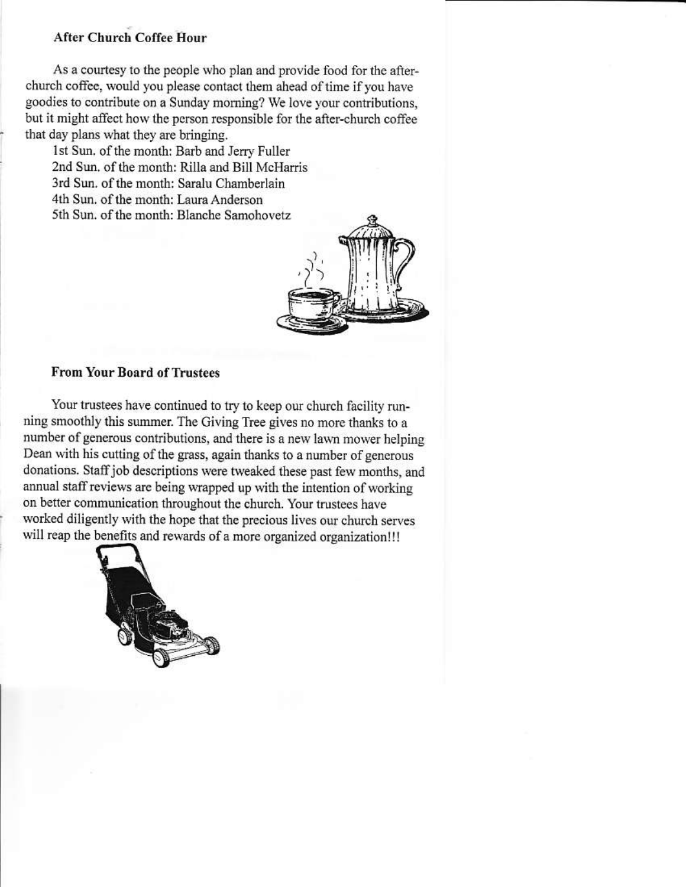### After Church Coffee Hour

As a courtesy to the people who plan and provide food for the after-church coffee, would you please contact them ahead of time if you have goodies to contribute on a Sunday morning? We love your contributions, but it might affect how the person responsible for the after-church coffee that day plans what they are bringing.

1st Sun. of the month: Barb and Jerry Fuller
2nd Sun. of the month: Rilla and Bill McHarris
3rd Sun. of the month: Saralu Chamberlain
4th Sun. of the month: Laura Anderson
5th Sun. of the month: Blanche Samohovetz

### From Your Board of Trustees

Your trustees have continued to try to keep our church facility running smoothly this summer. The Giving Tree gives no more thanks to a number of generous contributions, and there is a new lawn mower helping Dean with his cutting of the grass, again thanks to a number of generous donations. Staff job descriptions were tweaked these past few months, and annual staff reviews are being wrapped up with the intention of working on better communication throughout the church. Your trustees have worked diligently with the hope that the precious lives our church serves will reap the benefits and rewards of a more organized organization!!!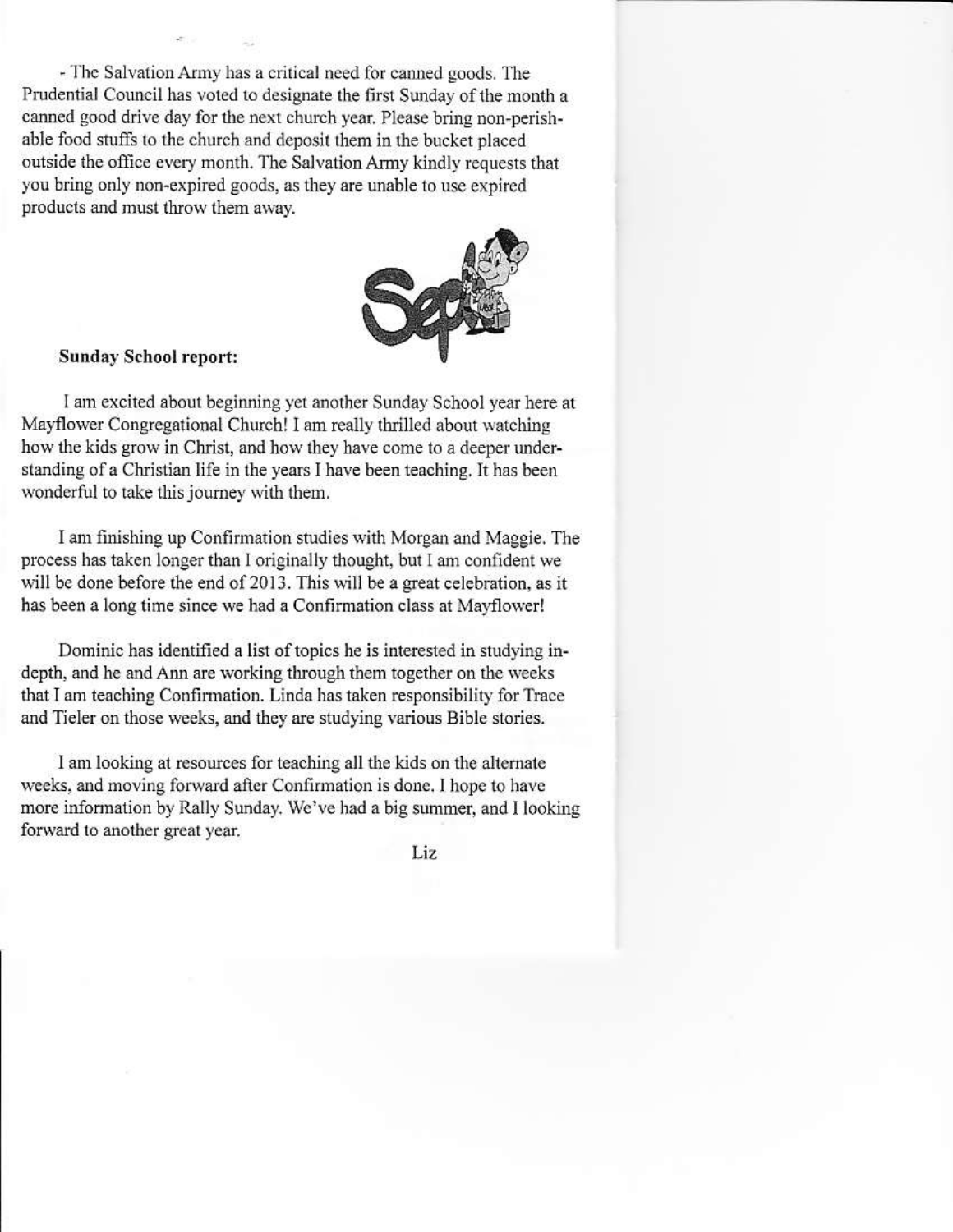- The Salvation Army has a critical need for canned goods. The Prudential Council has voted to designate the first Sunday of the month a canned good drive day for the next church year. Please bring non-perishable food stuffs to the church and deposit them in the bucket placed outside the office every month. The Salvation Army kindly requests that you bring only non-expired goods, as they are unable to use expired products and must throw them away.

**Sunday School report:**

I am excited about beginning yet another Sunday School year here at Mayflower Congregational Church! I am really thrilled about watching how the kids grow in Christ, and how they have come to a deeper understanding of a Christian life in the years I have been teaching. It has been wonderful to take this journey with them.

I am finishing up Confirmation studies with Morgan and Maggie. The process has taken longer than I originally thought, but I am confident we will be done before the end of 2013. This will be a great celebration, as it has been a long time since we had a Confirmation class at Mayflower!

Dominic has identified a list of topics he is interested in studying in-depth, and he and Ann are working through them together on the weeks that I am teaching Confirmation. Linda has taken responsibility for Trace and Tieler on those weeks, and they are studying various Bible stories.

I am looking at resources for teaching all the kids on the alternate weeks, and moving forward after Confirmation is done. I hope to have more information by Rally Sunday. We've had a big summer, and I looking forward to another great year.

Liz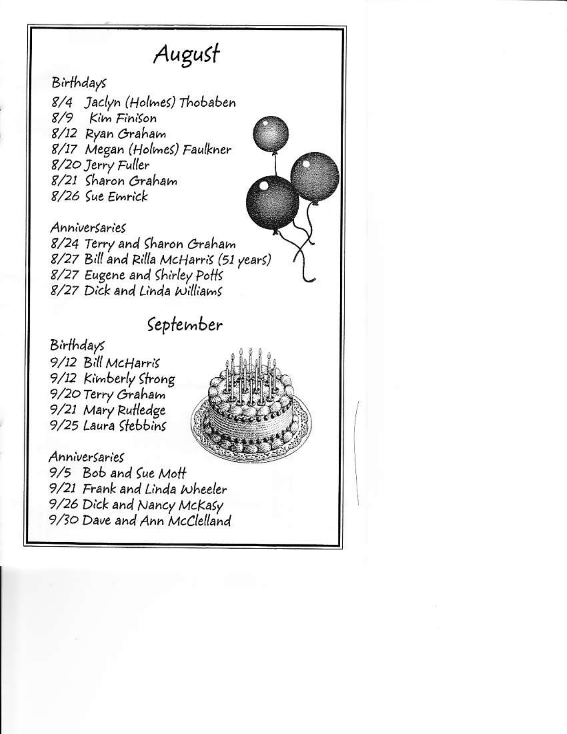# August

## Birthdays

8/4 Jaclyn (Holmes) Thobaben
8/9 Kim Finison
8/12 Ryan Graham
8/17 Megan (Holmes) Faulkner
8/20 Jerry Fuller
8/21 Sharon Graham
8/26 Sue Emrick

## Anniversaries

8/24 Terry and Sharon Graham
8/27 Bill and Rilla McHarris (51 years)
8/27 Eugene and Shirley Potts
8/27 Dick and Linda Williams

# September

## Birthdays

9/12 Bill McHarris
9/12 Kimberly Strong
9/20 Terry Graham
9/21 Mary Rutledge
9/25 Laura Stebbins

## Anniversaries

9/5 Bob and Sue Mott
9/21 Frank and Linda Wheeler
9/26 Dick and Nancy McKasy
9/30 Dave and Ann McClelland